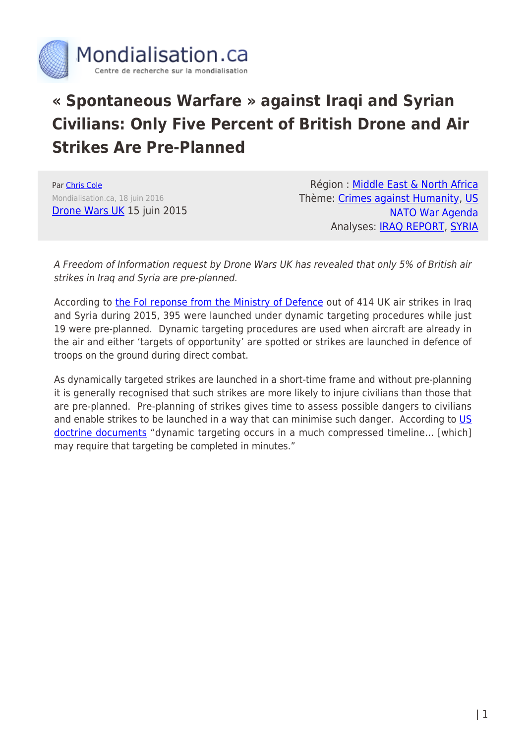# « Spontaneous Warfare » against Iraqi and Syrian Civilians: Only Five Percent of British Drone and Air Strikes Are Pre-Planned

Par Chris Cole
Mondialisation.ca, 18 juin 2016
Drone Wars UK 15 juin 2015

Région : Middle East & North Africa
Thème: Crimes against Humanity, US NATO War Agenda
Analyses: IRAQ REPORT, SYRIA

*A Freedom of Information request by Drone Wars UK has revealed that only 5% of British air strikes in Iraq and Syria are pre-planned.*

According to the FoI reponse from the Ministry of Defence out of 414 UK air strikes in Iraq and Syria during 2015, 395 were launched under dynamic targeting procedures while just 19 were pre-planned. Dynamic targeting procedures are used when aircraft are already in the air and either 'targets of opportunity' are spotted or strikes are launched in defence of troops on the ground during direct combat.

As dynamically targeted strikes are launched in a short-time frame and without pre-planning it is generally recognised that such strikes are more likely to injure civilians than those that are pre-planned. Pre-planning of strikes gives time to assess possible dangers to civilians and enable strikes to be launched in a way that can minimise such danger. According to US doctrine documents "dynamic targeting occurs in a much compressed timeline… [which] may require that targeting be completed in minutes."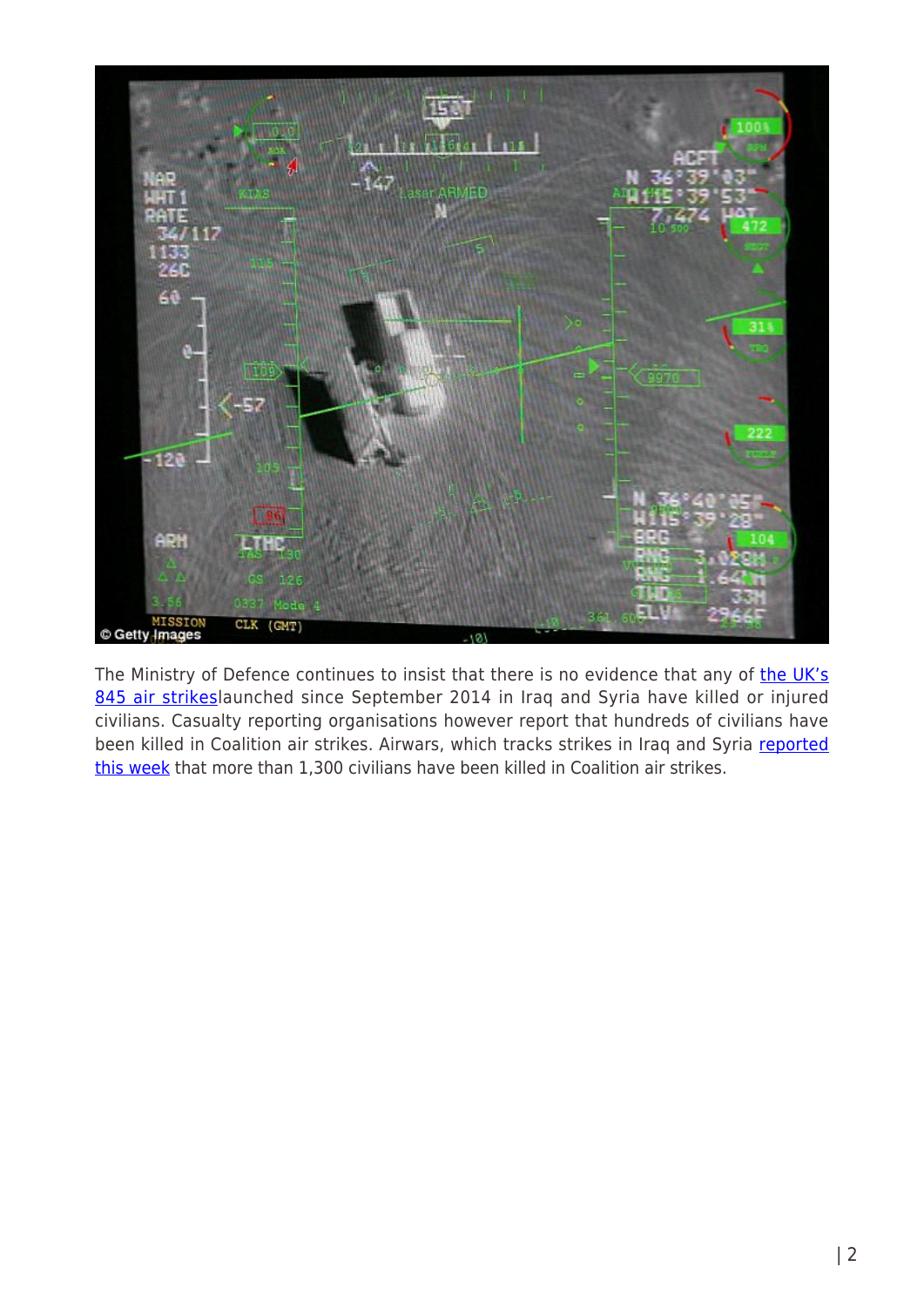The Ministry of Defence continues to insist that there is no evidence that any of the UK's 845 air strikeslaunched since September 2014 in Iraq and Syria have killed or injured civilians. Casualty reporting organisations however report that hundreds of civilians have been killed in Coalition air strikes. Airwars, which tracks strikes in Iraq and Syria reported this week that more than 1,300 civilians have been killed in Coalition air strikes.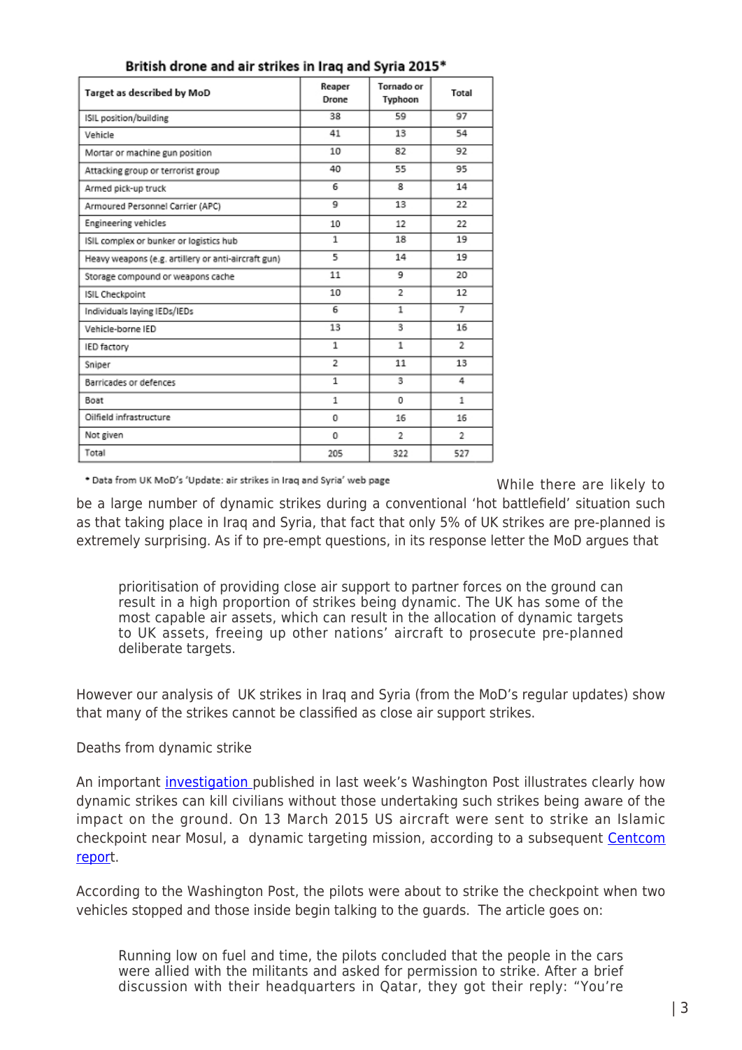**British drone and air strikes in Iraq and Syria 2015***

| Target as described by MoD | Reaper Drone | Tornado or Typhoon | Total |
|---|---|---|---|
| ISIL position/building | 38 | 59 | 97 |
| Vehicle | 41 | 13 | 54 |
| Mortar or machine gun position | 10 | 82 | 92 |
| Attacking group or terrorist group | 40 | 55 | 95 |
| Armed pick-up truck | 6 | 8 | 14 |
| Armoured Personnel Carrier (APC) | 9 | 13 | 22 |
| Engineering vehicles | 10 | 12 | 22 |
| ISIL complex or bunker or logistics hub | 1 | 18 | 19 |
| Heavy weapons (e.g. artillery or anti-aircraft gun) | 5 | 14 | 19 |
| Storage compound or weapons cache | 11 | 9 | 20 |
| ISIL Checkpoint | 10 | 2 | 12 |
| Individuals laying IEDs/IEDs | 6 | 1 | 7 |
| Vehicle-borne IED | 13 | 3 | 16 |
| IED factory | 1 | 1 | 2 |
| Sniper | 2 | 11 | 13 |
| Barricades or defences | 1 | 3 | 4 |
| Boat | 1 | 0 | 1 |
| Oilfield infrastructure | 0 | 16 | 16 |
| Not given | 0 | 2 | 2 |
| Total | 205 | 322 | 527 |

* Data from UK MoD's 'Update: air strikes in Iraq and Syria' web page

While there are likely to be a large number of dynamic strikes during a conventional 'hot battlefield' situation such as that taking place in Iraq and Syria, that fact that only 5% of UK strikes are pre-planned is extremely surprising. As if to pre-empt questions, in its response letter the MoD argues that

> prioritisation of providing close air support to partner forces on the ground can result in a high proportion of strikes being dynamic. The UK has some of the most capable air assets, which can result in the allocation of dynamic targets to UK assets, freeing up other nations' aircraft to prosecute pre-planned deliberate targets.

However our analysis of UK strikes in Iraq and Syria (from the MoD's regular updates) show that many of the strikes cannot be classified as close air support strikes.

Deaths from dynamic strike

An important investigation published in last week's Washington Post illustrates clearly how dynamic strikes can kill civilians without those undertaking such strikes being aware of the impact on the ground. On 13 March 2015 US aircraft were sent to strike an Islamic checkpoint near Mosul, a dynamic targeting mission, according to a subsequent Centcom report.

According to the Washington Post, the pilots were about to strike the checkpoint when two vehicles stopped and those inside begin talking to the guards. The article goes on:

> Running low on fuel and time, the pilots concluded that the people in the cars were allied with the militants and asked for permission to strike. After a brief discussion with their headquarters in Qatar, they got their reply: "You're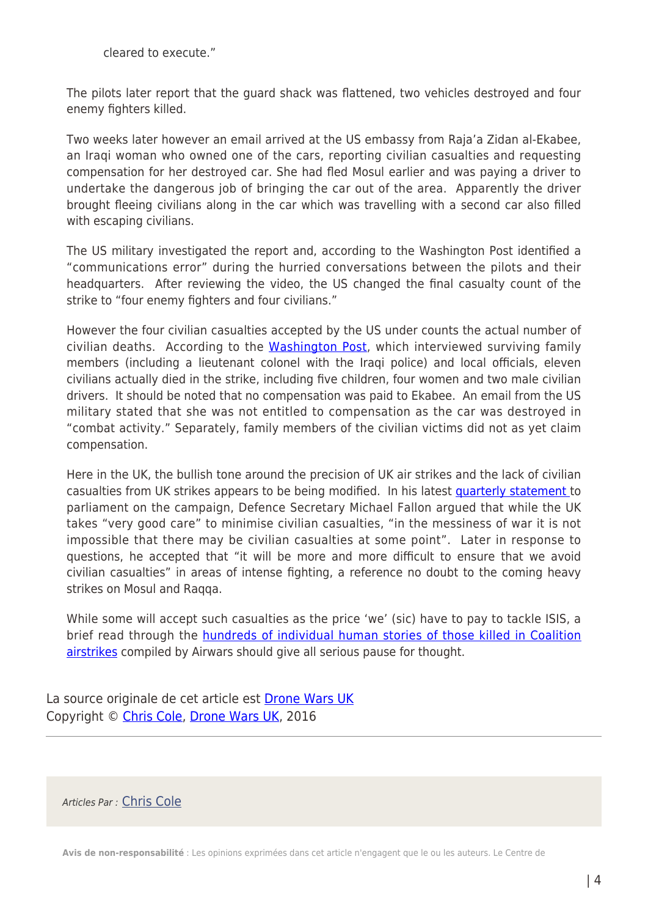> cleared to execute."

The pilots later report that the guard shack was flattened, two vehicles destroyed and four enemy fighters killed.

Two weeks later however an email arrived at the US embassy from Raja'a Zidan al-Ekabee, an Iraqi woman who owned one of the cars, reporting civilian casualties and requesting compensation for her destroyed car. She had fled Mosul earlier and was paying a driver to undertake the dangerous job of bringing the car out of the area. Apparently the driver brought fleeing civilians along in the car which was travelling with a second car also filled with escaping civilians.

The US military investigated the report and, according to the Washington Post identified a "communications error" during the hurried conversations between the pilots and their headquarters. After reviewing the video, the US changed the final casualty count of the strike to "four enemy fighters and four civilians."

However the four civilian casualties accepted by the US under counts the actual number of civilian deaths. According to the Washington Post, which interviewed surviving family members (including a lieutenant colonel with the Iraqi police) and local officials, eleven civilians actually died in the strike, including five children, four women and two male civilian drivers. It should be noted that no compensation was paid to Ekabee. An email from the US military stated that she was not entitled to compensation as the car was destroyed in "combat activity." Separately, family members of the civilian victims did not as yet claim compensation.

Here in the UK, the bullish tone around the precision of UK air strikes and the lack of civilian casualties from UK strikes appears to be being modified. In his latest quarterly statement to parliament on the campaign, Defence Secretary Michael Fallon argued that while the UK takes "very good care" to minimise civilian casualties, "in the messiness of war it is not impossible that there may be civilian casualties at some point". Later in response to questions, he accepted that "it will be more and more difficult to ensure that we avoid civilian casualties" in areas of intense fighting, a reference no doubt to the coming heavy strikes on Mosul and Raqqa.

While some will accept such casualties as the price 'we' (sic) have to pay to tackle ISIS, a brief read through the hundreds of individual human stories of those killed in Coalition airstrikes compiled by Airwars should give all serious pause for thought.

La source originale de cet article est Drone Wars UK
Copyright © Chris Cole, Drone Wars UK, 2016

---

*Articles Par :* Chris Cole

**Avis de non-responsabilité** : Les opinions exprimées dans cet article n'engagent que le ou les auteurs. Le Centre de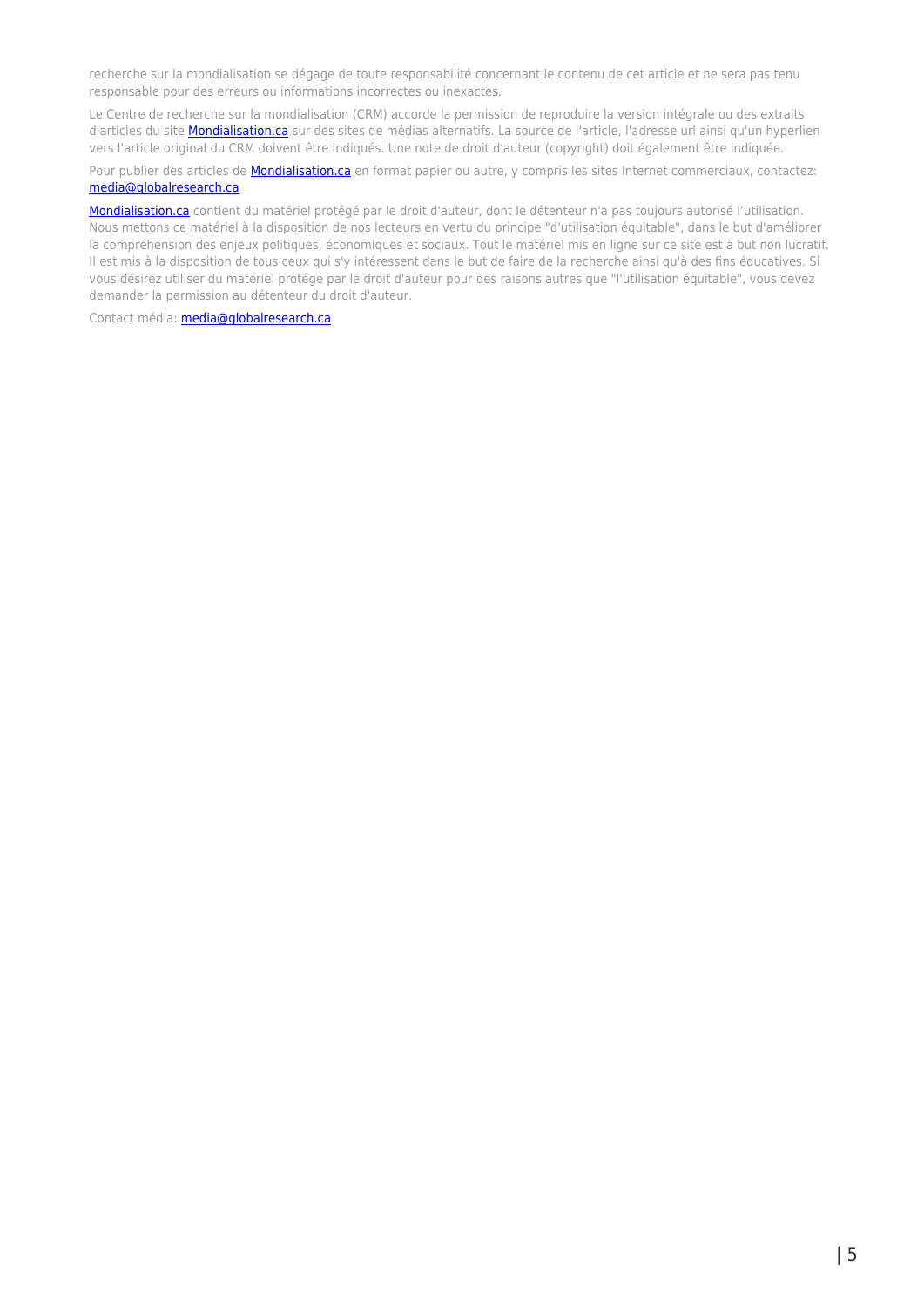recherche sur la mondialisation se dégage de toute responsabilité concernant le contenu de cet article et ne sera pas tenu responsable pour des erreurs ou informations incorrectes ou inexactes.

Le Centre de recherche sur la mondialisation (CRM) accorde la permission de reproduire la version intégrale ou des extraits d'articles du site Mondialisation.ca sur des sites de médias alternatifs. La source de l'article, l'adresse url ainsi qu'un hyperlien vers l'article original du CRM doivent être indiqués. Une note de droit d'auteur (copyright) doit également être indiquée.

Pour publier des articles de Mondialisation.ca en format papier ou autre, y compris les sites Internet commerciaux, contactez: media@globalresearch.ca

Mondialisation.ca contient du matériel protégé par le droit d'auteur, dont le détenteur n'a pas toujours autorisé l'utilisation. Nous mettons ce matériel à la disposition de nos lecteurs en vertu du principe "d'utilisation équitable", dans le but d'améliorer la compréhension des enjeux politiques, économiques et sociaux. Tout le matériel mis en ligne sur ce site est à but non lucratif. Il est mis à la disposition de tous ceux qui s'y intéressent dans le but de faire de la recherche ainsi qu'à des fins éducatives. Si vous désirez utiliser du matériel protégé par le droit d'auteur pour des raisons autres que "l'utilisation équitable", vous devez demander la permission au détenteur du droit d'auteur.

Contact média: media@globalresearch.ca